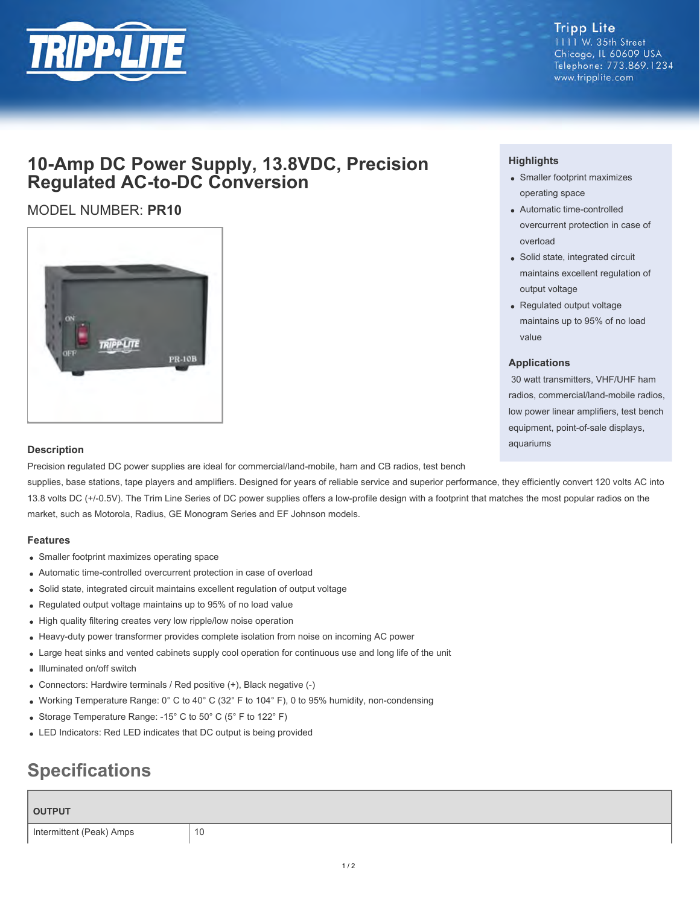Tripp Lite
1111 W. 35th Street
Chicago, IL 60609 USA
Telephone: 773.869.1234
www.tripplite.com

# 10-Amp DC Power Supply, 13.8VDC, Precision Regulated AC-to-DC Conversion

MODEL NUMBER: **PR10**

### Highlights

- Smaller footprint maximizes operating space
- Automatic time-controlled overcurrent protection in case of overload
- Solid state, integrated circuit maintains excellent regulation of output voltage
- Regulated output voltage maintains up to 95% of no load value

### Applications

30 watt transmitters, VHF/UHF ham radios, commercial/land-mobile radios, low power linear amplifiers, test bench equipment, point-of-sale displays, aquariums

### Description

Precision regulated DC power supplies are ideal for commercial/land-mobile, ham and CB radios, test bench supplies, base stations, tape players and amplifiers. Designed for years of reliable service and superior performance, they efficiently convert 120 volts AC into 13.8 volts DC (+/-0.5V). The Trim Line Series of DC power supplies offers a low-profile design with a footprint that matches the most popular radios on the market, such as Motorola, Radius, GE Monogram Series and EF Johnson models.

### Features

- Smaller footprint maximizes operating space
- Automatic time-controlled overcurrent protection in case of overload
- Solid state, integrated circuit maintains excellent regulation of output voltage
- Regulated output voltage maintains up to 95% of no load value
- High quality filtering creates very low ripple/low noise operation
- Heavy-duty power transformer provides complete isolation from noise on incoming AC power
- Large heat sinks and vented cabinets supply cool operation for continuous use and long life of the unit
- Illuminated on/off switch
- Connectors: Hardwire terminals / Red positive (+), Black negative (-)
- Working Temperature Range: 0° C to 40° C (32° F to 104° F), 0 to 95% humidity, non-condensing
- Storage Temperature Range: -15° C to 50° C (5° F to 122° F)
- LED Indicators: Red LED indicates that DC output is being provided

## Specifications

| OUTPUT | |
|---|---|
| Intermittent (Peak) Amps | 10 |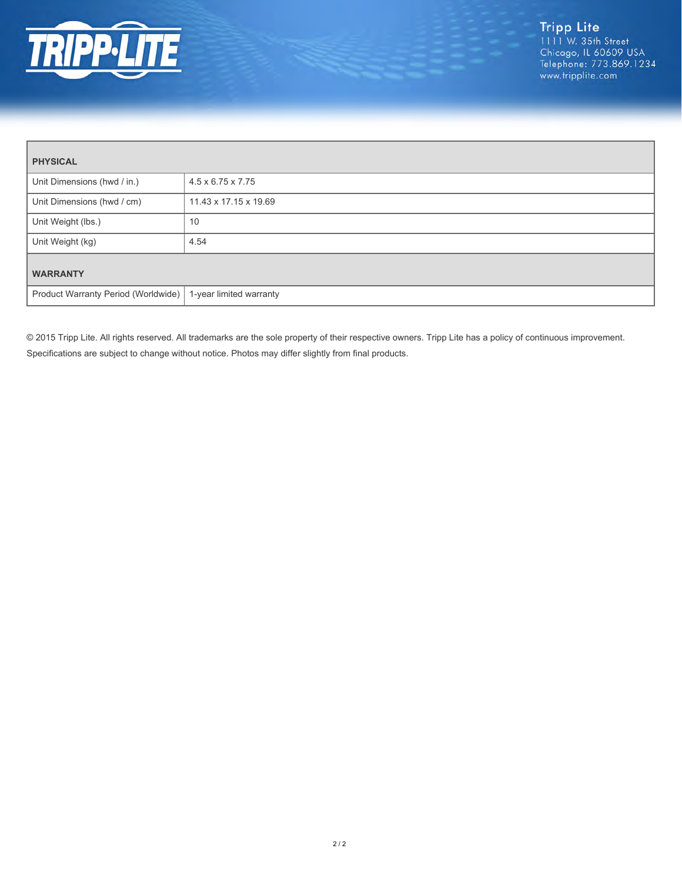| | |
|---|---|
| **PHYSICAL** | |
| Unit Dimensions (hwd / in.) | 4.5 x 6.75 x 7.75 |
| Unit Dimensions (hwd / cm) | 11.43 x 17.15 x 19.69 |
| Unit Weight (lbs.) | 10 |
| Unit Weight (kg) | 4.54 |
| **WARRANTY** | |
| Product Warranty Period (Worldwide) | 1-year limited warranty |

© 2015 Tripp Lite. All rights reserved. All trademarks are the sole property of their respective owners. Tripp Lite has a policy of continuous improvement. Specifications are subject to change without notice. Photos may differ slightly from final products.